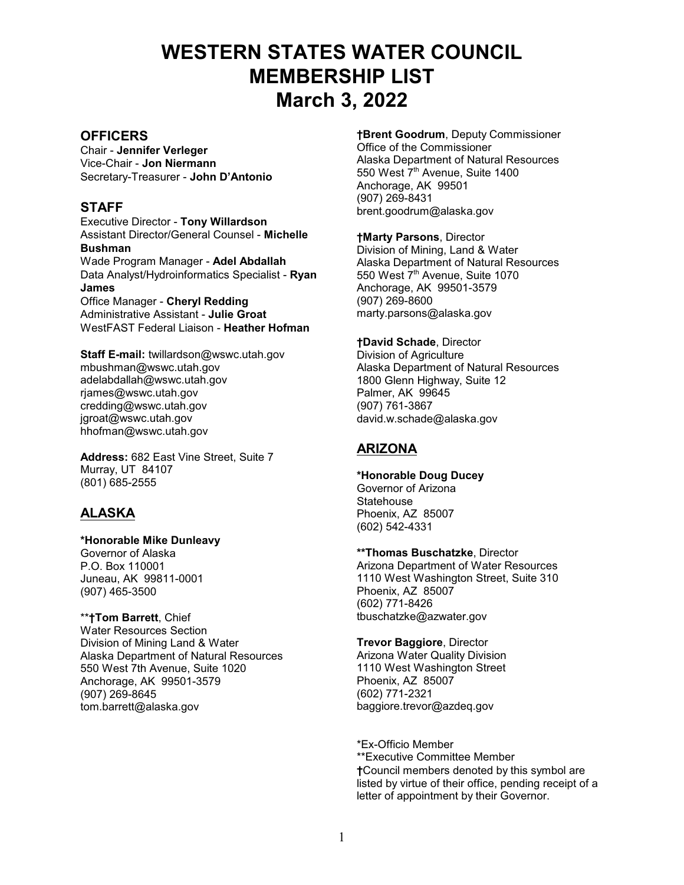# WESTERN STATES WATER COUNCIL MEMBERSHIP LIST March 3, 2022

## OFFICERS

Chair - **Jennifer Verleger**
Vice-Chair - **Jon Niermann**
Secretary-Treasurer - **John D'Antonio**

## STAFF

Executive Director - **Tony Willardson**
Assistant Director/General Counsel - **Michelle Bushman**
Wade Program Manager - **Adel Abdallah**
Data Analyst/Hydroinformatics Specialist - **Ryan James**
Office Manager - **Cheryl Redding**
Administrative Assistant - **Julie Groat**
WestFAST Federal Liaison - **Heather Hofman**

**Staff E-mail:** twillardson@wswc.utah.gov
mbushman@wswc.utah.gov
adelabdallah@wswc.utah.gov
rjames@wswc.utah.gov
credding@wswc.utah.gov
jgroat@wswc.utah.gov
hhofman@wswc.utah.gov

**Address:** 682 East Vine Street, Suite 7
Murray, UT 84107
(801) 685-2555

## ALASKA

**\*Honorable Mike Dunleavy**
Governor of Alaska
P.O. Box 110001
Juneau, AK 99811-0001
(907) 465-3500

\*\***†Tom Barrett**, Chief
Water Resources Section
Division of Mining Land & Water
Alaska Department of Natural Resources
550 West 7th Avenue, Suite 1020
Anchorage, AK 99501-3579
(907) 269-8645
tom.barrett@alaska.gov

**†Brent Goodrum**, Deputy Commissioner
Office of the Commissioner
Alaska Department of Natural Resources
550 West 7th Avenue, Suite 1400
Anchorage, AK 99501
(907) 269-8431
brent.goodrum@alaska.gov

**†Marty Parsons**, Director
Division of Mining, Land & Water
Alaska Department of Natural Resources
550 West 7th Avenue, Suite 1070
Anchorage, AK 99501-3579
(907) 269-8600
marty.parsons@alaska.gov

**†David Schade**, Director
Division of Agriculture
Alaska Department of Natural Resources
1800 Glenn Highway, Suite 12
Palmer, AK 99645
(907) 761-3867
david.w.schade@alaska.gov

## ARIZONA

**\*Honorable Doug Ducey**
Governor of Arizona
Statehouse
Phoenix, AZ 85007
(602) 542-4331

**\*\*Thomas Buschatzke**, Director
Arizona Department of Water Resources
1110 West Washington Street, Suite 310
Phoenix, AZ 85007
(602) 771-8426
tbuschatzke@azwater.gov

**Trevor Baggiore**, Director
Arizona Water Quality Division
1110 West Washington Street
Phoenix, AZ 85007
(602) 771-2321
baggiore.trevor@azdeq.gov

\*Ex-Officio Member
\*\*Executive Committee Member
**†**Council members denoted by this symbol are listed by virtue of their office, pending receipt of a letter of appointment by their Governor.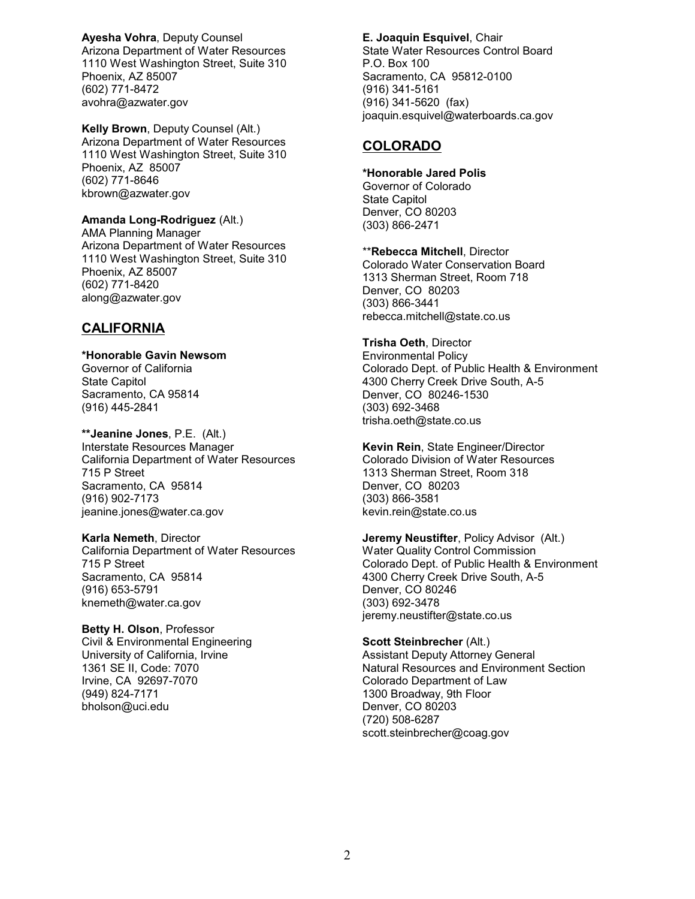**Ayesha Vohra**, Deputy Counsel
Arizona Department of Water Resources
1110 West Washington Street, Suite 310
Phoenix, AZ 85007
(602) 771-8472
avohra@azwater.gov

**Kelly Brown**, Deputy Counsel (Alt.)
Arizona Department of Water Resources
1110 West Washington Street, Suite 310
Phoenix, AZ 85007
(602) 771-8646
kbrown@azwater.gov

**Amanda Long-Rodriguez** (Alt.)
AMA Planning Manager
Arizona Department of Water Resources
1110 West Washington Street, Suite 310
Phoenix, AZ 85007
(602) 771-8420
along@azwater.gov

## CALIFORNIA

**\*Honorable Gavin Newsom**
Governor of California
State Capitol
Sacramento, CA 95814
(916) 445-2841

**\*\*Jeanine Jones**, P.E. (Alt.)
Interstate Resources Manager
California Department of Water Resources
715 P Street
Sacramento, CA 95814
(916) 902-7173
jeanine.jones@water.ca.gov

**Karla Nemeth**, Director
California Department of Water Resources
715 P Street
Sacramento, CA 95814
(916) 653-5791
knemeth@water.ca.gov

**Betty H. Olson**, Professor
Civil & Environmental Engineering
University of California, Irvine
1361 SE II, Code: 7070
Irvine, CA 92697-7070
(949) 824-7171
bholson@uci.edu

**E. Joaquin Esquivel**, Chair
State Water Resources Control Board
P.O. Box 100
Sacramento, CA 95812-0100
(916) 341-5161
(916) 341-5620 (fax)
joaquin.esquivel@waterboards.ca.gov

## COLORADO

**\*Honorable Jared Polis**
Governor of Colorado
State Capitol
Denver, CO 80203
(303) 866-2471

\*\***Rebecca Mitchell**, Director
Colorado Water Conservation Board
1313 Sherman Street, Room 718
Denver, CO 80203
(303) 866-3441
rebecca.mitchell@state.co.us

**Trisha Oeth**, Director
Environmental Policy
Colorado Dept. of Public Health & Environment
4300 Cherry Creek Drive South, A-5
Denver, CO 80246-1530
(303) 692-3468
trisha.oeth@state.co.us

**Kevin Rein**, State Engineer/Director
Colorado Division of Water Resources
1313 Sherman Street, Room 318
Denver, CO 80203
(303) 866-3581
kevin.rein@state.co.us

**Jeremy Neustifter**, Policy Advisor (Alt.)
Water Quality Control Commission
Colorado Dept. of Public Health & Environment
4300 Cherry Creek Drive South, A-5
Denver, CO 80246
(303) 692-3478
jeremy.neustifter@state.co.us

**Scott Steinbrecher** (Alt.)
Assistant Deputy Attorney General
Natural Resources and Environment Section
Colorado Department of Law
1300 Broadway, 9th Floor
Denver, CO 80203
(720) 508-6287
scott.steinbrecher@coag.gov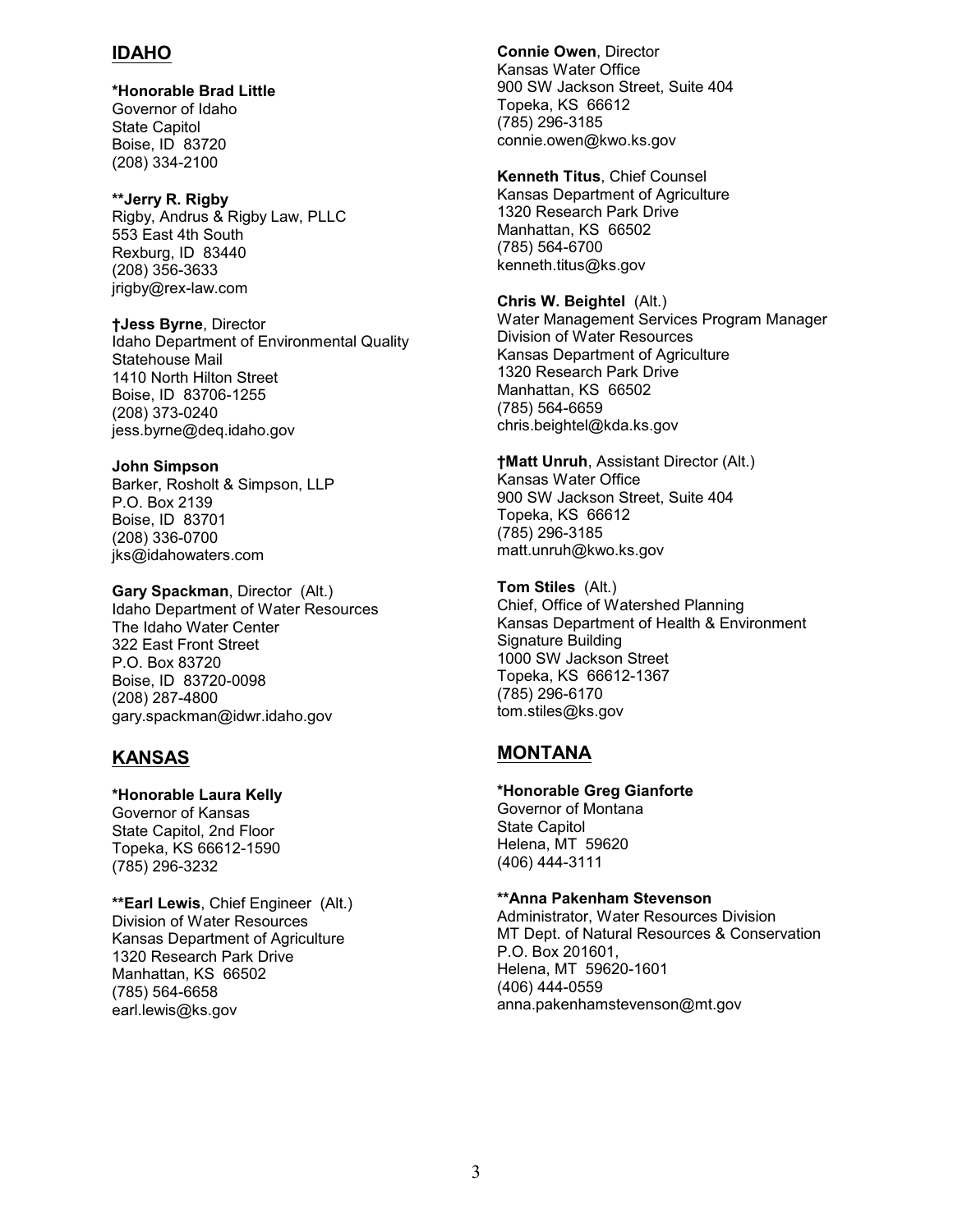## IDAHO

**\*Honorable Brad Little**
Governor of Idaho
State Capitol
Boise, ID 83720
(208) 334-2100

**\*\*Jerry R. Rigby**
Rigby, Andrus & Rigby Law, PLLC
553 East 4th South
Rexburg, ID 83440
(208) 356-3633
jrigby@rex-law.com

**†Jess Byrne**, Director
Idaho Department of Environmental Quality
Statehouse Mail
1410 North Hilton Street
Boise, ID 83706-1255
(208) 373-0240
jess.byrne@deq.idaho.gov

**John Simpson**
Barker, Rosholt & Simpson, LLP
P.O. Box 2139
Boise, ID 83701
(208) 336-0700
jks@idahowaters.com

**Gary Spackman**, Director (Alt.)
Idaho Department of Water Resources
The Idaho Water Center
322 East Front Street
P.O. Box 83720
Boise, ID 83720-0098
(208) 287-4800
gary.spackman@idwr.idaho.gov

## KANSAS

**\*Honorable Laura Kelly**
Governor of Kansas
State Capitol, 2nd Floor
Topeka, KS 66612-1590
(785) 296-3232

**\*\*Earl Lewis**, Chief Engineer (Alt.)
Division of Water Resources
Kansas Department of Agriculture
1320 Research Park Drive
Manhattan, KS 66502
(785) 564-6658
earl.lewis@ks.gov

**Connie Owen**, Director
Kansas Water Office
900 SW Jackson Street, Suite 404
Topeka, KS 66612
(785) 296-3185
connie.owen@kwo.ks.gov

**Kenneth Titus**, Chief Counsel
Kansas Department of Agriculture
1320 Research Park Drive
Manhattan, KS 66502
(785) 564-6700
kenneth.titus@ks.gov

**Chris W. Beightel** (Alt.)
Water Management Services Program Manager
Division of Water Resources
Kansas Department of Agriculture
1320 Research Park Drive
Manhattan, KS 66502
(785) 564-6659
chris.beightel@kda.ks.gov

**†Matt Unruh**, Assistant Director (Alt.)
Kansas Water Office
900 SW Jackson Street, Suite 404
Topeka, KS 66612
(785) 296-3185
matt.unruh@kwo.ks.gov

**Tom Stiles** (Alt.)
Chief, Office of Watershed Planning
Kansas Department of Health & Environment
Signature Building
1000 SW Jackson Street
Topeka, KS 66612-1367
(785) 296-6170
tom.stiles@ks.gov

## MONTANA

**\*Honorable Greg Gianforte**
Governor of Montana
State Capitol
Helena, MT 59620
(406) 444-3111

**\*\*Anna Pakenham Stevenson**
Administrator, Water Resources Division
MT Dept. of Natural Resources & Conservation
P.O. Box 201601,
Helena, MT 59620-1601
(406) 444-0559
anna.pakenhamstevenson@mt.gov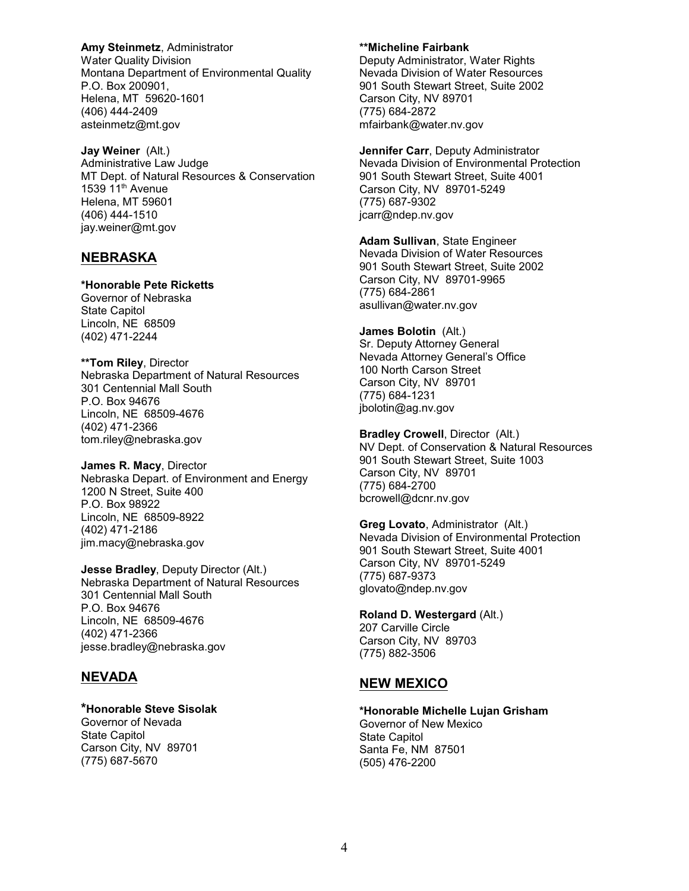**Amy Steinmetz**, Administrator
Water Quality Division
Montana Department of Environmental Quality
P.O. Box 200901,
Helena, MT 59620-1601
(406) 444-2409
asteinmetz@mt.gov

**Jay Weiner** (Alt.)
Administrative Law Judge
MT Dept. of Natural Resources & Conservation
1539 11th Avenue
Helena, MT 59601
(406) 444-1510
jay.weiner@mt.gov

## NEBRASKA

**\*Honorable Pete Ricketts**
Governor of Nebraska
State Capitol
Lincoln, NE 68509
(402) 471-2244

**\*\*Tom Riley**, Director
Nebraska Department of Natural Resources
301 Centennial Mall South
P.O. Box 94676
Lincoln, NE 68509-4676
(402) 471-2366
tom.riley@nebraska.gov

**James R. Macy**, Director
Nebraska Depart. of Environment and Energy
1200 N Street, Suite 400
P.O. Box 98922
Lincoln, NE 68509-8922
(402) 471-2186
jim.macy@nebraska.gov

**Jesse Bradley**, Deputy Director (Alt.)
Nebraska Department of Natural Resources
301 Centennial Mall South
P.O. Box 94676
Lincoln, NE 68509-4676
(402) 471-2366
jesse.bradley@nebraska.gov

## NEVADA

**\*Honorable Steve Sisolak**
Governor of Nevada
State Capitol
Carson City, NV 89701
(775) 687-5670

**\*\*Micheline Fairbank**
Deputy Administrator, Water Rights
Nevada Division of Water Resources
901 South Stewart Street, Suite 2002
Carson City, NV 89701
(775) 684-2872
mfairbank@water.nv.gov

**Jennifer Carr**, Deputy Administrator
Nevada Division of Environmental Protection
901 South Stewart Street, Suite 4001
Carson City, NV 89701-5249
(775) 687-9302
jcarr@ndep.nv.gov

**Adam Sullivan**, State Engineer
Nevada Division of Water Resources
901 South Stewart Street, Suite 2002
Carson City, NV 89701-9965
(775) 684-2861
asullivan@water.nv.gov

**James Bolotin** (Alt.)
Sr. Deputy Attorney General
Nevada Attorney General's Office
100 North Carson Street
Carson City, NV 89701
(775) 684-1231
jbolotin@ag.nv.gov

**Bradley Crowell**, Director (Alt.)
NV Dept. of Conservation & Natural Resources
901 South Stewart Street, Suite 1003
Carson City, NV 89701
(775) 684-2700
bcrowell@dcnr.nv.gov

**Greg Lovato**, Administrator (Alt.)
Nevada Division of Environmental Protection
901 South Stewart Street, Suite 4001
Carson City, NV 89701-5249
(775) 687-9373
glovato@ndep.nv.gov

**Roland D. Westergard** (Alt.)
207 Carville Circle
Carson City, NV 89703
(775) 882-3506

## NEW MEXICO

**\*Honorable Michelle Lujan Grisham**
Governor of New Mexico
State Capitol
Santa Fe, NM 87501
(505) 476-2200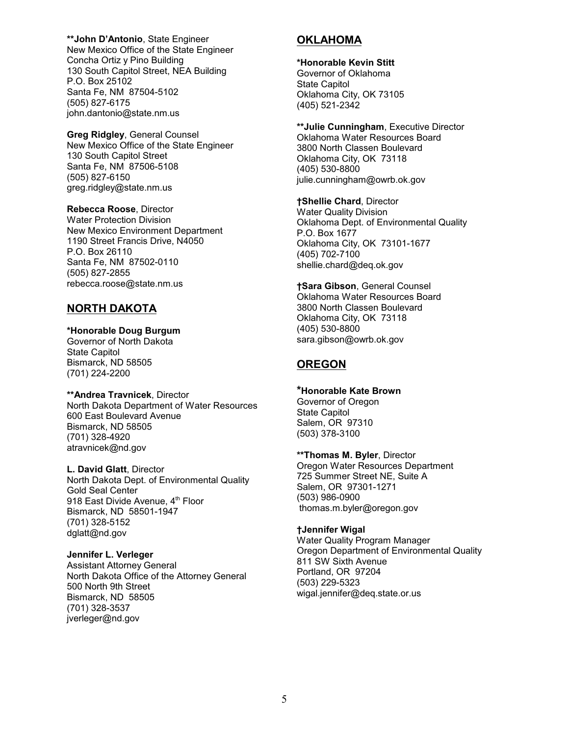**John D'Antonio, State Engineer
New Mexico Office of the State Engineer
Concha Ortiz y Pino Building
130 South Capitol Street, NEA Building
P.O. Box 25102
Santa Fe, NM 87504-5102
(505) 827-6175
john.dantonio@state.nm.us

**Greg Ridgley**, General Counsel
New Mexico Office of the State Engineer
130 South Capitol Street
Santa Fe, NM 87506-5108
(505) 827-6150
greg.ridgley@state.nm.us

**Rebecca Roose**, Director
Water Protection Division
New Mexico Environment Department
1190 Street Francis Drive, N4050
P.O. Box 26110
Santa Fe, NM 87502-0110
(505) 827-2855
rebecca.roose@state.nm.us

## NORTH DAKOTA

***Honorable Doug Burgum**
Governor of North Dakota
State Capitol
Bismarck, ND 58505
(701) 224-2200

****Andrea Travnicek**, Director
North Dakota Department of Water Resources
600 East Boulevard Avenue
Bismarck, ND 58505
(701) 328-4920
atravnicek@nd.gov

**L. David Glatt**, Director
North Dakota Dept. of Environmental Quality
Gold Seal Center
918 East Divide Avenue, 4th Floor
Bismarck, ND 58501-1947
(701) 328-5152
dglatt@nd.gov

**Jennifer L. Verleger**
Assistant Attorney General
North Dakota Office of the Attorney General
500 North 9th Street
Bismarck, ND 58505
(701) 328-3537
jverleger@nd.gov

## OKLAHOMA

***Honorable Kevin Stitt**
Governor of Oklahoma
State Capitol
Oklahoma City, OK 73105
(405) 521-2342

****Julie Cunningham**, Executive Director
Oklahoma Water Resources Board
3800 North Classen Boulevard
Oklahoma City, OK 73118
(405) 530-8800
julie.cunningham@owrb.ok.gov

**†Shellie Chard**, Director
Water Quality Division
Oklahoma Dept. of Environmental Quality
P.O. Box 1677
Oklahoma City, OK 73101-1677
(405) 702-7100
shellie.chard@deq.ok.gov

**†Sara Gibson**, General Counsel
Oklahoma Water Resources Board
3800 North Classen Boulevard
Oklahoma City, OK 73118
(405) 530-8800
sara.gibson@owrb.ok.gov

## OREGON

***Honorable Kate Brown**
Governor of Oregon
State Capitol
Salem, OR 97310
(503) 378-3100

****Thomas M. Byler**, Director
Oregon Water Resources Department
725 Summer Street NE, Suite A
Salem, OR 97301-1271
(503) 986-0900
thomas.m.byler@oregon.gov

**†Jennifer Wigal**
Water Quality Program Manager
Oregon Department of Environmental Quality
811 SW Sixth Avenue
Portland, OR 97204
(503) 229-5323
wigal.jennifer@deq.state.or.us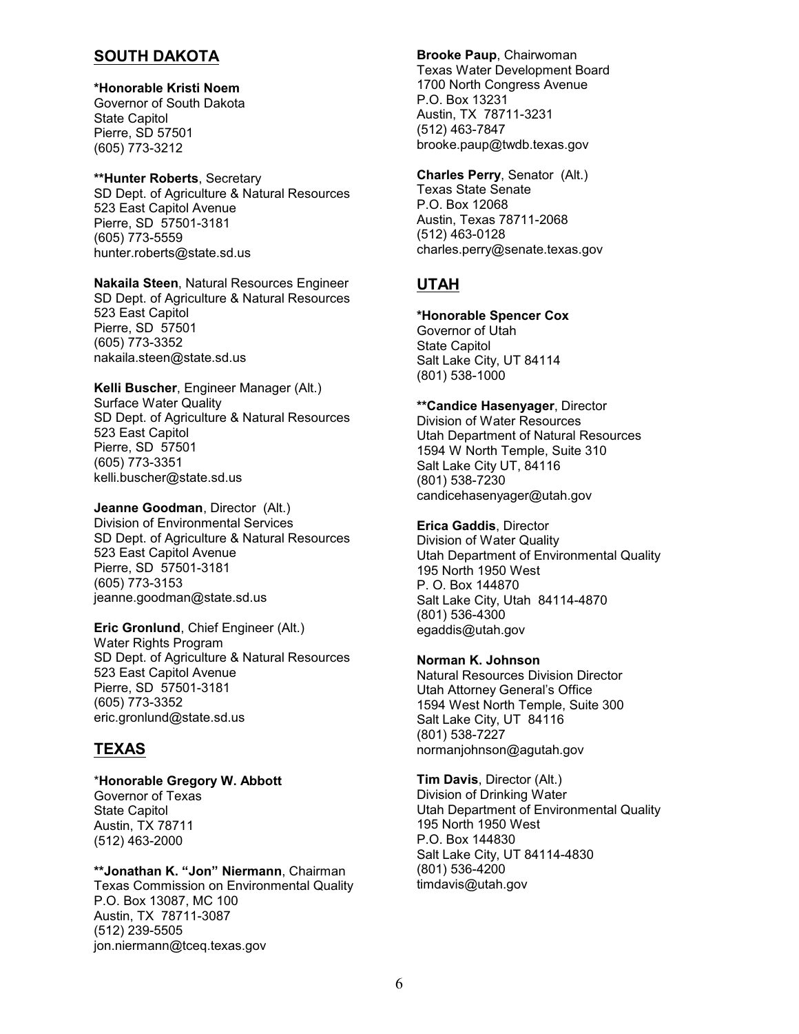## SOUTH DAKOTA

***Honorable Kristi Noem**
Governor of South Dakota
State Capitol
Pierre, SD 57501
(605) 773-3212

****Hunter Roberts**, Secretary
SD Dept. of Agriculture & Natural Resources
523 East Capitol Avenue
Pierre, SD 57501-3181
(605) 773-5559
hunter.roberts@state.sd.us

**Nakaila Steen**, Natural Resources Engineer
SD Dept. of Agriculture & Natural Resources
523 East Capitol
Pierre, SD 57501
(605) 773-3352
nakaila.steen@state.sd.us

**Kelli Buscher**, Engineer Manager (Alt.)
Surface Water Quality
SD Dept. of Agriculture & Natural Resources
523 East Capitol
Pierre, SD 57501
(605) 773-3351
kelli.buscher@state.sd.us

**Jeanne Goodman**, Director (Alt.)
Division of Environmental Services
SD Dept. of Agriculture & Natural Resources
523 East Capitol Avenue
Pierre, SD 57501-3181
(605) 773-3153
jeanne.goodman@state.sd.us

**Eric Gronlund**, Chief Engineer (Alt.)
Water Rights Program
SD Dept. of Agriculture & Natural Resources
523 East Capitol Avenue
Pierre, SD 57501-3181
(605) 773-3352
eric.gronlund@state.sd.us

## TEXAS

***Honorable Gregory W. Abbott**
Governor of Texas
State Capitol
Austin, TX 78711
(512) 463-2000

****Jonathan K. "Jon" Niermann**, Chairman
Texas Commission on Environmental Quality
P.O. Box 13087, MC 100
Austin, TX 78711-3087
(512) 239-5505
jon.niermann@tceq.texas.gov

**Brooke Paup**, Chairwoman
Texas Water Development Board
1700 North Congress Avenue
P.O. Box 13231
Austin, TX 78711-3231
(512) 463-7847
brooke.paup@twdb.texas.gov

**Charles Perry**, Senator (Alt.)
Texas State Senate
P.O. Box 12068
Austin, Texas 78711-2068
(512) 463-0128
charles.perry@senate.texas.gov

## UTAH

***Honorable Spencer Cox**
Governor of Utah
State Capitol
Salt Lake City, UT 84114
(801) 538-1000

****Candice Hasenyager**, Director
Division of Water Resources
Utah Department of Natural Resources
1594 W North Temple, Suite 310
Salt Lake City UT, 84116
(801) 538-7230
candicehasenyager@utah.gov

**Erica Gaddis**, Director
Division of Water Quality
Utah Department of Environmental Quality
195 North 1950 West
P. O. Box 144870
Salt Lake City, Utah 84114-4870
(801) 536-4300
egaddis@utah.gov

**Norman K. Johnson**
Natural Resources Division Director
Utah Attorney General's Office
1594 West North Temple, Suite 300
Salt Lake City, UT 84116
(801) 538-7227
normanjohnson@agutah.gov

**Tim Davis**, Director (Alt.)
Division of Drinking Water
Utah Department of Environmental Quality
195 North 1950 West
P.O. Box 144830
Salt Lake City, UT 84114-4830
(801) 536-4200
timdavis@utah.gov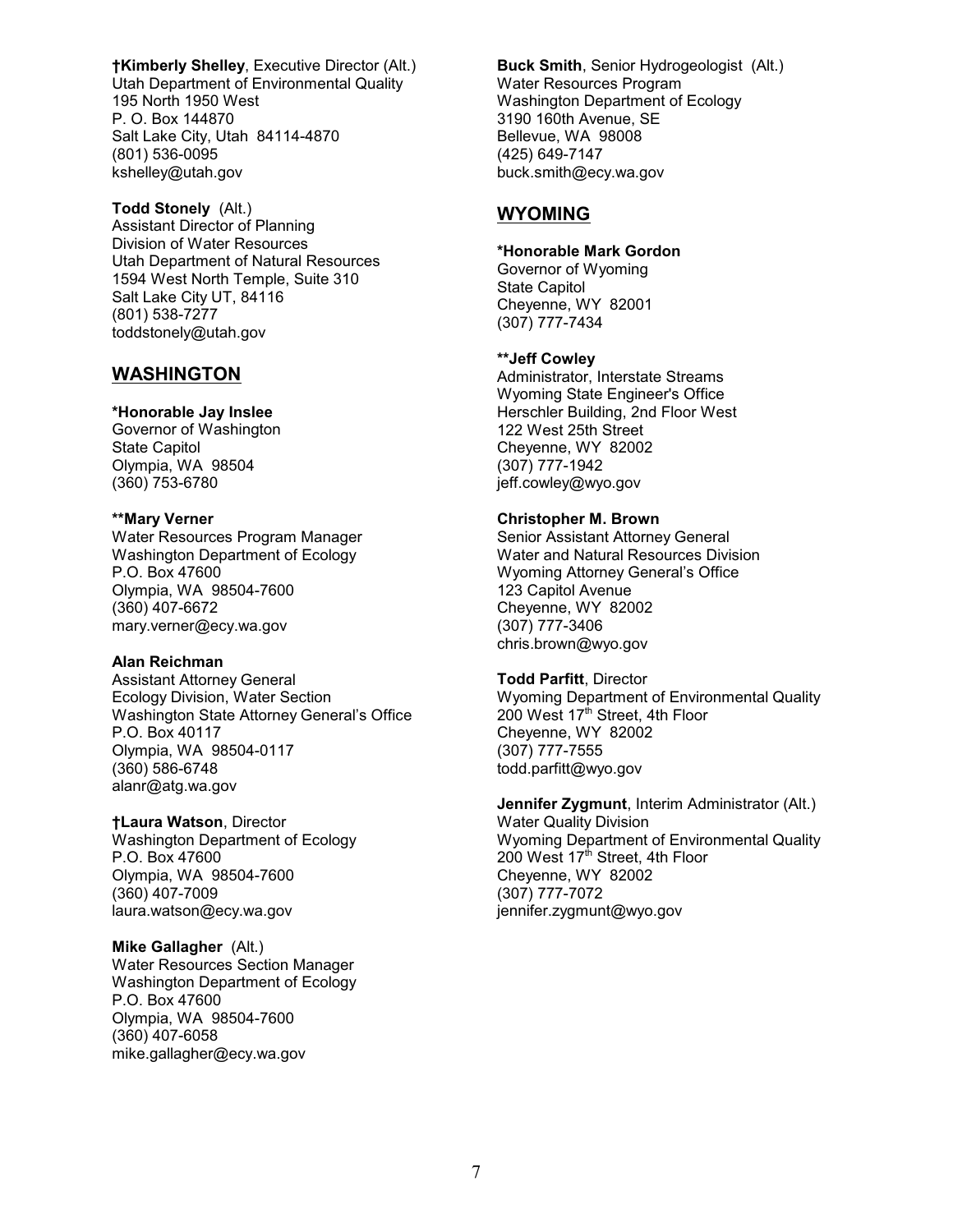**†Kimberly Shelley**, Executive Director (Alt.)
Utah Department of Environmental Quality
195 North 1950 West
P. O. Box 144870
Salt Lake City, Utah 84114-4870
(801) 536-0095
kshelley@utah.gov

**Todd Stonely** (Alt.)
Assistant Director of Planning
Division of Water Resources
Utah Department of Natural Resources
1594 West North Temple, Suite 310
Salt Lake City UT, 84116
(801) 538-7277
toddstonely@utah.gov

## WASHINGTON

**\*Honorable Jay Inslee**
Governor of Washington
State Capitol
Olympia, WA 98504
(360) 753-6780

**\*\*Mary Verner**
Water Resources Program Manager
Washington Department of Ecology
P.O. Box 47600
Olympia, WA 98504-7600
(360) 407-6672
mary.verner@ecy.wa.gov

**Alan Reichman**
Assistant Attorney General
Ecology Division, Water Section
Washington State Attorney General's Office
P.O. Box 40117
Olympia, WA 98504-0117
(360) 586-6748
alanr@atg.wa.gov

**†Laura Watson**, Director
Washington Department of Ecology
P.O. Box 47600
Olympia, WA 98504-7600
(360) 407-7009
laura.watson@ecy.wa.gov

**Mike Gallagher** (Alt.)
Water Resources Section Manager
Washington Department of Ecology
P.O. Box 47600
Olympia, WA 98504-7600
(360) 407-6058
mike.gallagher@ecy.wa.gov

**Buck Smith**, Senior Hydrogeologist (Alt.)
Water Resources Program
Washington Department of Ecology
3190 160th Avenue, SE
Bellevue, WA 98008
(425) 649-7147
buck.smith@ecy.wa.gov

## WYOMING

**\*Honorable Mark Gordon**
Governor of Wyoming
State Capitol
Cheyenne, WY 82001
(307) 777-7434

**\*\*Jeff Cowley**
Administrator, Interstate Streams
Wyoming State Engineer's Office
Herschler Building, 2nd Floor West
122 West 25th Street
Cheyenne, WY 82002
(307) 777-1942
jeff.cowley@wyo.gov

**Christopher M. Brown**
Senior Assistant Attorney General
Water and Natural Resources Division
Wyoming Attorney General's Office
123 Capitol Avenue
Cheyenne, WY 82002
(307) 777-3406
chris.brown@wyo.gov

**Todd Parfitt**, Director
Wyoming Department of Environmental Quality
200 West 17th Street, 4th Floor
Cheyenne, WY 82002
(307) 777-7555
todd.parfitt@wyo.gov

**Jennifer Zygmunt**, Interim Administrator (Alt.)
Water Quality Division
Wyoming Department of Environmental Quality
200 West 17th Street, 4th Floor
Cheyenne, WY 82002
(307) 777-7072
jennifer.zygmunt@wyo.gov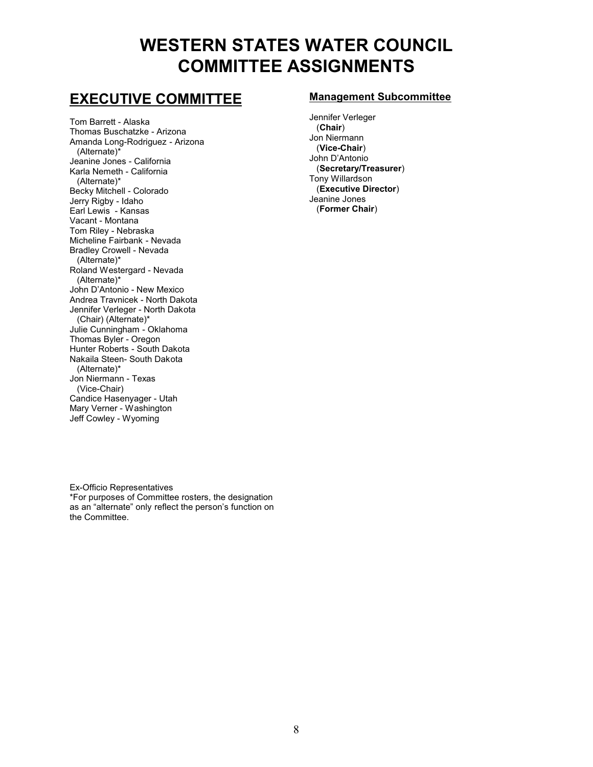# WESTERN STATES WATER COUNCIL COMMITTEE ASSIGNMENTS

## EXECUTIVE COMMITTEE

Tom Barrett - Alaska
Thomas Buschatzke - Arizona
Amanda Long-Rodriguez - Arizona
(Alternate)*
Jeanine Jones - California
Karla Nemeth - California
(Alternate)*
Becky Mitchell - Colorado
Jerry Rigby - Idaho
Earl Lewis - Kansas
Vacant - Montana
Tom Riley - Nebraska
Micheline Fairbank - Nevada
Bradley Crowell - Nevada
(Alternate)*
Roland Westergard - Nevada
(Alternate)*
John D'Antonio - New Mexico
Andrea Travnicek - North Dakota
Jennifer Verleger - North Dakota
(Chair) (Alternate)*
Julie Cunningham - Oklahoma
Thomas Byler - Oregon
Hunter Roberts - South Dakota
Nakaila Steen- South Dakota
(Alternate)*
Jon Niermann - Texas
(Vice-Chair)
Candice Hasenyager - Utah
Mary Verner - Washington
Jeff Cowley - Wyoming

Ex-Officio Representatives
*For purposes of Committee rosters, the designation as an "alternate" only reflect the person's function on the Committee.

### Management Subcommittee

Jennifer Verleger
(**Chair**)
Jon Niermann
(**Vice-Chair**)
John D'Antonio
(**Secretary/Treasurer**)
Tony Willardson
(**Executive Director**)
Jeanine Jones
(**Former Chair**)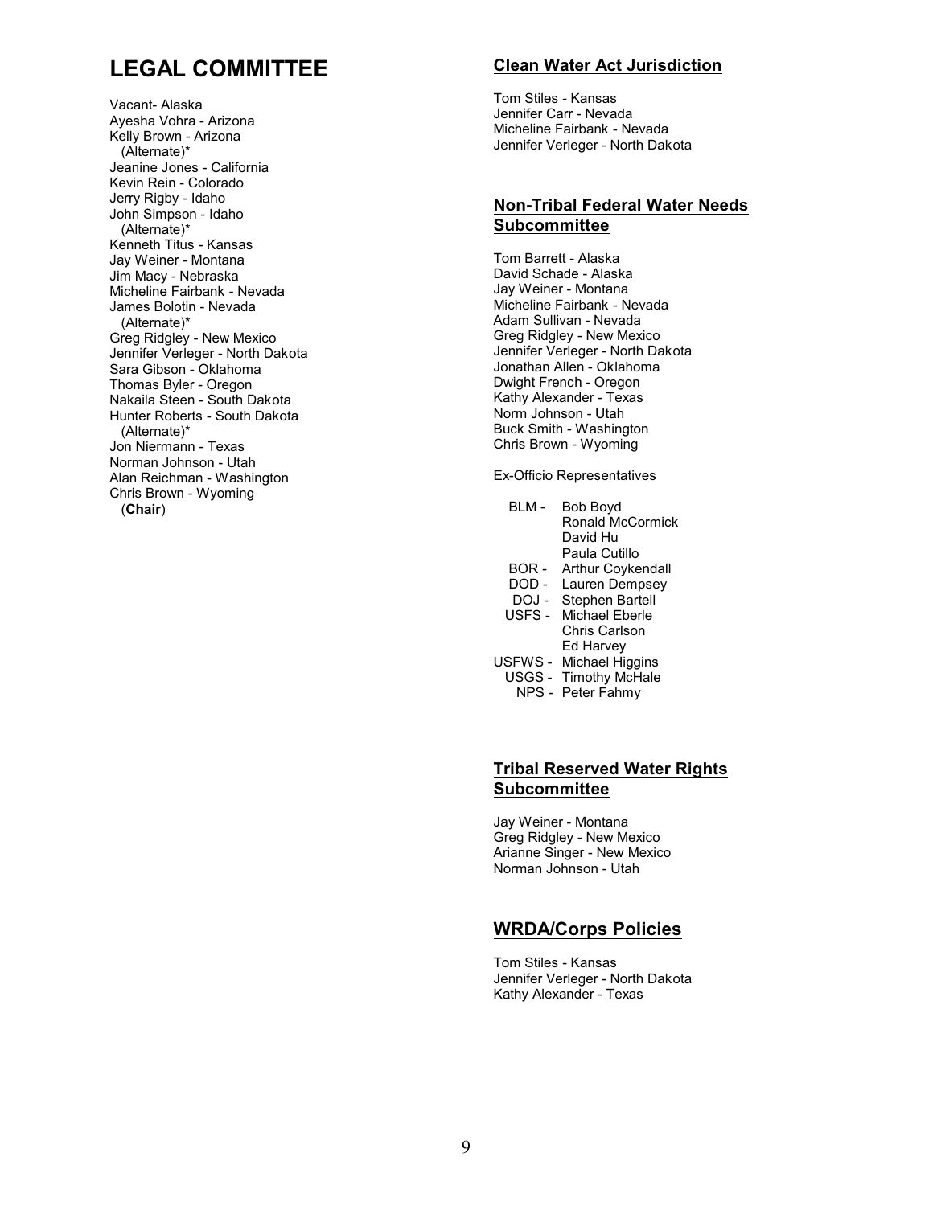# LEGAL COMMITTEE

Vacant- Alaska
Ayesha Vohra - Arizona
Kelly Brown - Arizona (Alternate)*
Jeanine Jones - California
Kevin Rein - Colorado
Jerry Rigby - Idaho
John Simpson - Idaho (Alternate)*
Kenneth Titus - Kansas
Jay Weiner - Montana
Jim Macy - Nebraska
Micheline Fairbank - Nevada
James Bolotin - Nevada (Alternate)*
Greg Ridgley - New Mexico
Jennifer Verleger - North Dakota
Sara Gibson - Oklahoma
Thomas Byler - Oregon
Nakaila Steen - South Dakota
Hunter Roberts - South Dakota (Alternate)*
Jon Niermann - Texas
Norman Johnson - Utah
Alan Reichman - Washington
Chris Brown - Wyoming (**Chair**)

## Clean Water Act Jurisdiction

Tom Stiles - Kansas
Jennifer Carr - Nevada
Micheline Fairbank - Nevada
Jennifer Verleger - North Dakota

## Non-Tribal Federal Water Needs Subcommittee

Tom Barrett - Alaska
David Schade - Alaska
Jay Weiner - Montana
Micheline Fairbank - Nevada
Adam Sullivan - Nevada
Greg Ridgley - New Mexico
Jennifer Verleger - North Dakota
Jonathan Allen - Oklahoma
Dwight French - Oregon
Kathy Alexander - Texas
Norm Johnson - Utah
Buck Smith - Washington
Chris Brown - Wyoming

Ex-Officio Representatives

BLM - Bob Boyd
Ronald McCormick
David Hu
Paula Cutillo
BOR - Arthur Coykendall
DOD - Lauren Dempsey
DOJ - Stephen Bartell
USFS - Michael Eberle
Chris Carlson
Ed Harvey
USFWS - Michael Higgins
USGS - Timothy McHale
NPS - Peter Fahmy

## Tribal Reserved Water Rights Subcommittee

Jay Weiner - Montana
Greg Ridgley - New Mexico
Arianne Singer - New Mexico
Norman Johnson - Utah

## WRDA/Corps Policies

Tom Stiles - Kansas
Jennifer Verleger - North Dakota
Kathy Alexander - Texas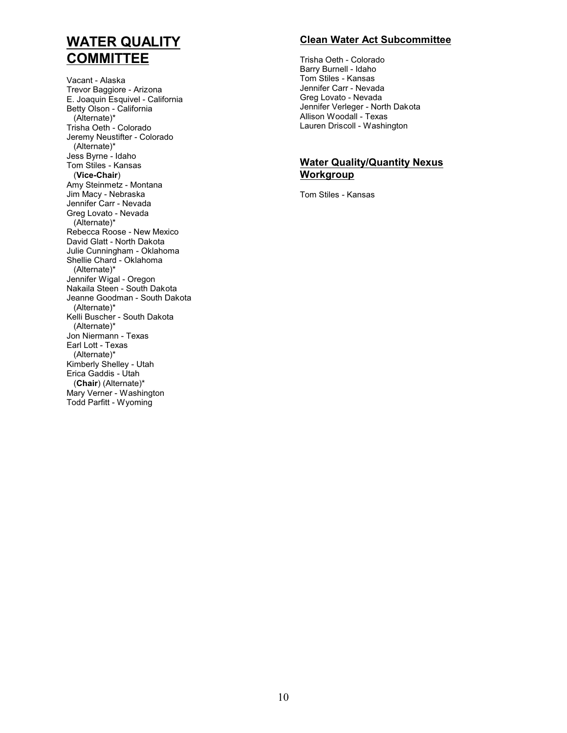# WATER QUALITY COMMITTEE

Vacant - Alaska
Trevor Baggiore - Arizona
E. Joaquin Esquivel - California
Betty Olson - California
  (Alternate)*
Trisha Oeth - Colorado
Jeremy Neustifter - Colorado
  (Alternate)*
Jess Byrne - Idaho
Tom Stiles - Kansas
  (**Vice-Chair**)
Amy Steinmetz - Montana
Jim Macy - Nebraska
Jennifer Carr - Nevada
Greg Lovato - Nevada
  (Alternate)*
Rebecca Roose - New Mexico
David Glatt - North Dakota
Julie Cunningham - Oklahoma
Shellie Chard - Oklahoma
  (Alternate)*
Jennifer Wigal - Oregon
Nakaila Steen - South Dakota
Jeanne Goodman - South Dakota
  (Alternate)*
Kelli Buscher - South Dakota
  (Alternate)*
Jon Niermann - Texas
Earl Lott - Texas
  (Alternate)*
Kimberly Shelley - Utah
Erica Gaddis - Utah
  (**Chair**) (Alternate)*
Mary Verner - Washington
Todd Parfitt - Wyoming

### Clean Water Act Subcommittee

Trisha Oeth - Colorado
Barry Burnell - Idaho
Tom Stiles - Kansas
Jennifer Carr - Nevada
Greg Lovato - Nevada
Jennifer Verleger - North Dakota
Allison Woodall - Texas
Lauren Driscoll - Washington

### Water Quality/Quantity Nexus Workgroup

Tom Stiles - Kansas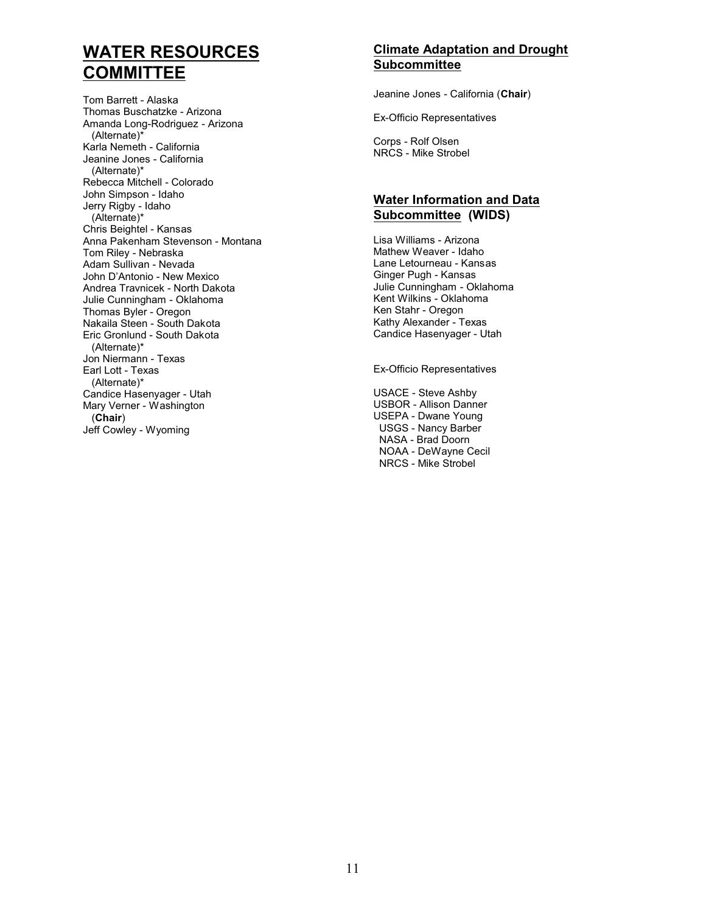# WATER RESOURCES COMMITTEE

Tom Barrett - Alaska
Thomas Buschatzke - Arizona
Amanda Long-Rodriguez - Arizona (Alternate)*
Karla Nemeth - California
Jeanine Jones - California (Alternate)*
Rebecca Mitchell - Colorado
John Simpson - Idaho
Jerry Rigby - Idaho (Alternate)*
Chris Beightel - Kansas
Anna Pakenham Stevenson - Montana
Tom Riley - Nebraska
Adam Sullivan - Nevada
John D'Antonio - New Mexico
Andrea Travnicek - North Dakota
Julie Cunningham - Oklahoma
Thomas Byler - Oregon
Nakaila Steen - South Dakota
Eric Gronlund - South Dakota (Alternate)*
Jon Niermann - Texas
Earl Lott - Texas (Alternate)*
Candice Hasenyager - Utah
Mary Verner - Washington (**Chair**)
Jeff Cowley - Wyoming

## Climate Adaptation and Drought Subcommittee

Jeanine Jones - California (**Chair**)

Ex-Officio Representatives

Corps - Rolf Olsen
NRCS - Mike Strobel

## Water Information and Data Subcommittee (WIDS)

Lisa Williams - Arizona
Mathew Weaver - Idaho
Lane Letourneau - Kansas
Ginger Pugh - Kansas
Julie Cunningham - Oklahoma
Kent Wilkins - Oklahoma
Ken Stahr - Oregon
Kathy Alexander - Texas
Candice Hasenyager - Utah

Ex-Officio Representatives

USACE - Steve Ashby
USBOR - Allison Danner
USEPA - Dwane Young
USGS - Nancy Barber
NASA - Brad Doorn
NOAA - DeWayne Cecil
NRCS - Mike Strobel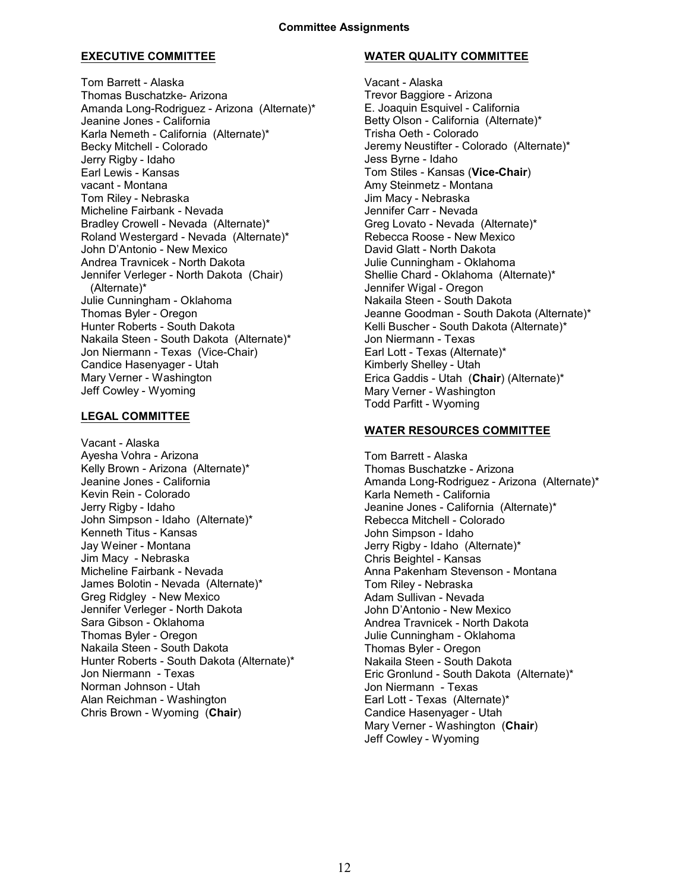# Committee Assignments

## EXECUTIVE COMMITTEE

Tom Barrett - Alaska
Thomas Buschatzke- Arizona
Amanda Long-Rodriguez - Arizona (Alternate)*
Jeanine Jones - California
Karla Nemeth - California (Alternate)*
Becky Mitchell - Colorado
Jerry Rigby - Idaho
Earl Lewis - Kansas
vacant - Montana
Tom Riley - Nebraska
Micheline Fairbank - Nevada
Bradley Crowell - Nevada (Alternate)*
Roland Westergard - Nevada (Alternate)*
John D'Antonio - New Mexico
Andrea Travnicek - North Dakota
Jennifer Verleger - North Dakota (Chair) (Alternate)*
Julie Cunningham - Oklahoma
Thomas Byler - Oregon
Hunter Roberts - South Dakota
Nakaila Steen - South Dakota (Alternate)*
Jon Niermann - Texas (Vice-Chair)
Candice Hasenyager - Utah
Mary Verner - Washington
Jeff Cowley - Wyoming

## LEGAL COMMITTEE

Vacant - Alaska
Ayesha Vohra - Arizona
Kelly Brown - Arizona (Alternate)*
Jeanine Jones - California
Kevin Rein - Colorado
Jerry Rigby - Idaho
John Simpson - Idaho (Alternate)*
Kenneth Titus - Kansas
Jay Weiner - Montana
Jim Macy - Nebraska
Micheline Fairbank - Nevada
James Bolotin - Nevada (Alternate)*
Greg Ridgley - New Mexico
Jennifer Verleger - North Dakota
Sara Gibson - Oklahoma
Thomas Byler - Oregon
Nakaila Steen - South Dakota
Hunter Roberts - South Dakota (Alternate)*
Jon Niermann - Texas
Norman Johnson - Utah
Alan Reichman - Washington
Chris Brown - Wyoming (**Chair**)

## WATER QUALITY COMMITTEE

Vacant - Alaska
Trevor Baggiore - Arizona
E. Joaquin Esquivel - California
Betty Olson - California (Alternate)*
Trisha Oeth - Colorado
Jeremy Neustifter - Colorado (Alternate)*
Jess Byrne - Idaho
Tom Stiles - Kansas (**Vice-Chair**)
Amy Steinmetz - Montana
Jim Macy - Nebraska
Jennifer Carr - Nevada
Greg Lovato - Nevada (Alternate)*
Rebecca Roose - New Mexico
David Glatt - North Dakota
Julie Cunningham - Oklahoma
Shellie Chard - Oklahoma (Alternate)*
Jennifer Wigal - Oregon
Nakaila Steen - South Dakota
Jeanne Goodman - South Dakota (Alternate)*
Kelli Buscher - South Dakota (Alternate)*
Jon Niermann - Texas
Earl Lott - Texas (Alternate)*
Kimberly Shelley - Utah
Erica Gaddis - Utah (**Chair**) (Alternate)*
Mary Verner - Washington
Todd Parfitt - Wyoming

## WATER RESOURCES COMMITTEE

Tom Barrett - Alaska
Thomas Buschatzke - Arizona
Amanda Long-Rodriguez - Arizona (Alternate)*
Karla Nemeth - California
Jeanine Jones - California (Alternate)*
Rebecca Mitchell - Colorado
John Simpson - Idaho
Jerry Rigby - Idaho (Alternate)*
Chris Beightel - Kansas
Anna Pakenham Stevenson - Montana
Tom Riley - Nebraska
Adam Sullivan - Nevada
John D'Antonio - New Mexico
Andrea Travnicek - North Dakota
Julie Cunningham - Oklahoma
Thomas Byler - Oregon
Nakaila Steen - South Dakota
Eric Gronlund - South Dakota (Alternate)*
Jon Niermann - Texas
Earl Lott - Texas (Alternate)*
Candice Hasenyager - Utah
Mary Verner - Washington (**Chair**)
Jeff Cowley - Wyoming